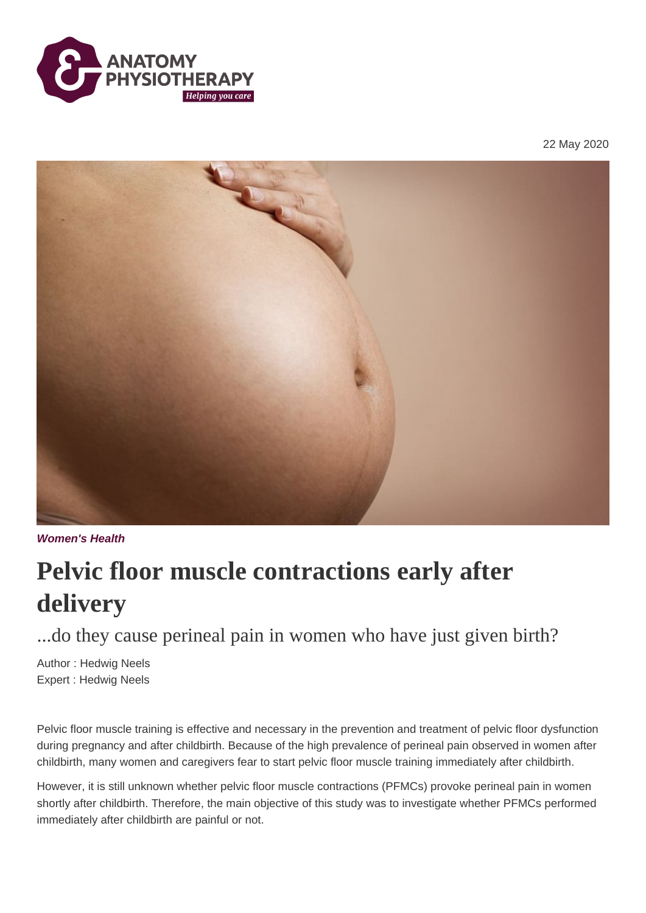22 May 2020

*Women's Health*

# Pelvic floor muscle contractions early after delivery

## ...do they cause perineal pain in women who have just given birth?

Author : Hedwig Neels
Expert : Hedwig Neels

Pelvic floor muscle training is effective and necessary in the prevention and treatment of pelvic floor dysfunction during pregnancy and after childbirth. Because of the high prevalence of perineal pain observed in women after childbirth, many women and caregivers fear to start pelvic floor muscle training immediately after childbirth.

However, it is still unknown whether pelvic floor muscle contractions (PFMCs) provoke perineal pain in women shortly after childbirth. Therefore, the main objective of this study was to investigate whether PFMCs performed immediately after childbirth are painful or not.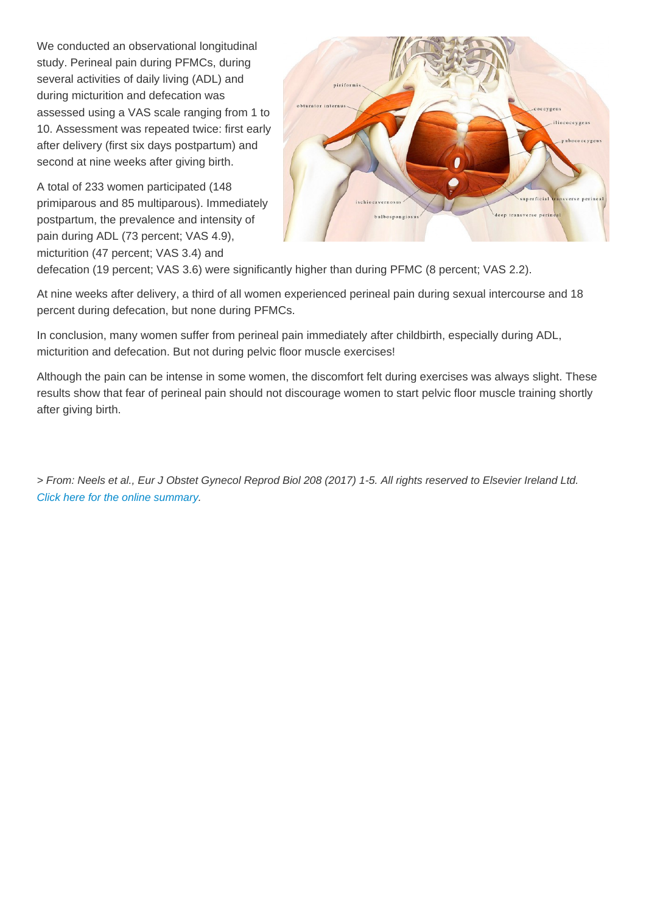We conducted an observational longitudinal study. Perineal pain during PFMCs, during several activities of daily living (ADL) and during micturition and defecation was assessed using a VAS scale ranging from 1 to 10. Assessment was repeated twice: first early after delivery (first six days postpartum) and second at nine weeks after giving birth.

A total of 233 women participated (148 primiparous and 85 multiparous). Immediately postpartum, the prevalence and intensity of pain during ADL (73 percent; VAS 4.9), micturition (47 percent; VAS 3.4) and defecation (19 percent; VAS 3.6) were significantly higher than during PFMC (8 percent; VAS 2.2).

At nine weeks after delivery, a third of all women experienced perineal pain during sexual intercourse and 18 percent during defecation, but none during PFMCs.

In conclusion, many women suffer from perineal pain immediately after childbirth, especially during ADL, micturition and defecation. But not during pelvic floor muscle exercises!

Although the pain can be intense in some women, the discomfort felt during exercises was always slight. These results show that fear of perineal pain should not discourage women to start pelvic floor muscle training shortly after giving birth.

> *From: Neels et al., Eur J Obstet Gynecol Reprod Biol 208 (2017) 1-5. All rights reserved to Elsevier Ireland Ltd.* *Click here for the online summary.*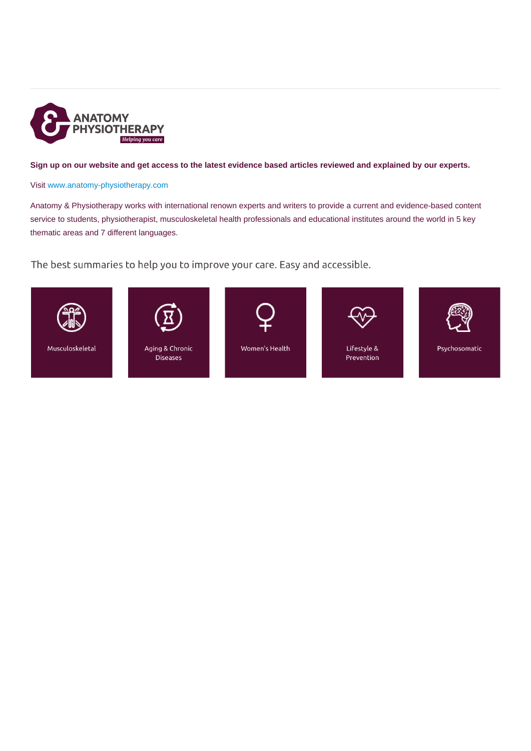**Sign up on our website and get access to the latest evidence based articles reviewed and explained by our experts.**

Visit www.anatomy-physiotherapy.com

Anatomy & Physiotherapy works with international renown experts and writers to provide a current and evidence-based content service to students, physiotherapist, musculoskeletal health professionals and educational institutes around the world in 5 key thematic areas and 7 different languages.

The best summaries to help you to improve your care. Easy and accessible.

Musculoskeletal

Aging & Chronic Diseases

Women's Health

Lifestyle & Prevention

Psychosomatic